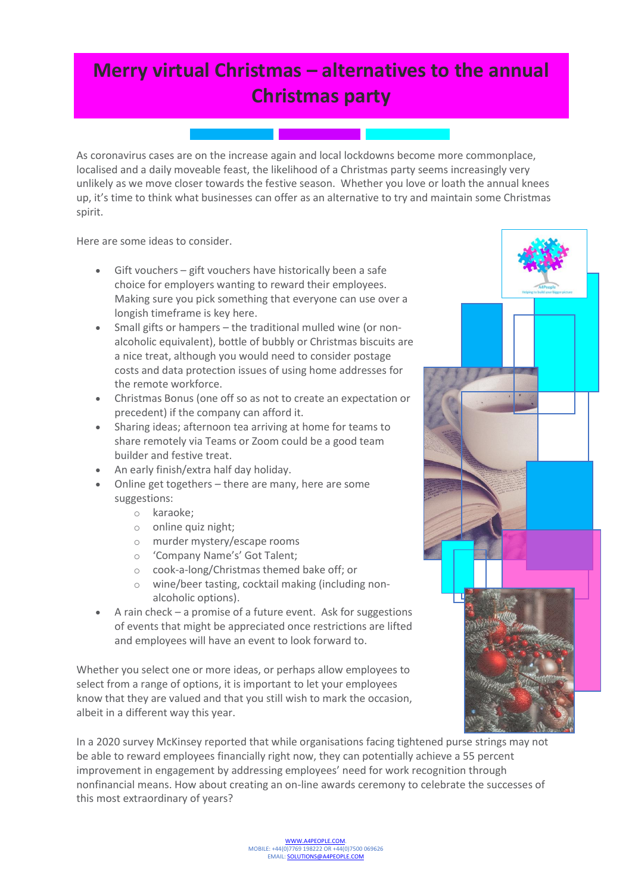# Merry virtual Christmas – alternatives to the annual Christmas party

As coronavirus cases are on the increase again and local lockdowns become more commonplace, localised and a daily moveable feast, the likelihood of a Christmas party seems increasingly very unlikely as we move closer towards the festive season. Whether you love or loath the annual knees up, it's time to think what businesses can offer as an alternative to try and maintain some Christmas spirit.

Here are some ideas to consider.

- Gift vouchers – gift vouchers have historically been a safe choice for employers wanting to reward their employees. Making sure you pick something that everyone can use over a longish timeframe is key here.
- Small gifts or hampers – the traditional mulled wine (or non-alcoholic equivalent), bottle of bubbly or Christmas biscuits are a nice treat, although you would need to consider postage costs and data protection issues of using home addresses for the remote workforce.
- Christmas Bonus (one off so as not to create an expectation or precedent) if the company can afford it.
- Sharing ideas; afternoon tea arriving at home for teams to share remotely via Teams or Zoom could be a good team builder and festive treat.
- An early finish/extra half day holiday.
- Online get togethers – there are many, here are some suggestions:
  - karaoke;
  - online quiz night;
  - murder mystery/escape rooms
  - 'Company Name's' Got Talent;
  - cook-a-long/Christmas themed bake off; or
  - wine/beer tasting, cocktail making (including non-alcoholic options).
- A rain check – a promise of a future event. Ask for suggestions of events that might be appreciated once restrictions are lifted and employees will have an event to look forward to.

Whether you select one or more ideas, or perhaps allow employees to select from a range of options, it is important to let your employees know that they are valued and that you still wish to mark the occasion, albeit in a different way this year.

In a 2020 survey McKinsey reported that while organisations facing tightened purse strings may not be able to reward employees financially right now, they can potentially achieve a 55 percent improvement in engagement by addressing employees' need for work recognition through nonfinancial means. How about creating an on-line awards ceremony to celebrate the successes of this most extraordinary of years?

WWW.A4PEOPLE.COM
MOBILE: +44(0)7769 198222 OR +44(0)7500 069626
EMAIL: SOLUTIONS@A4PEOPLE.COM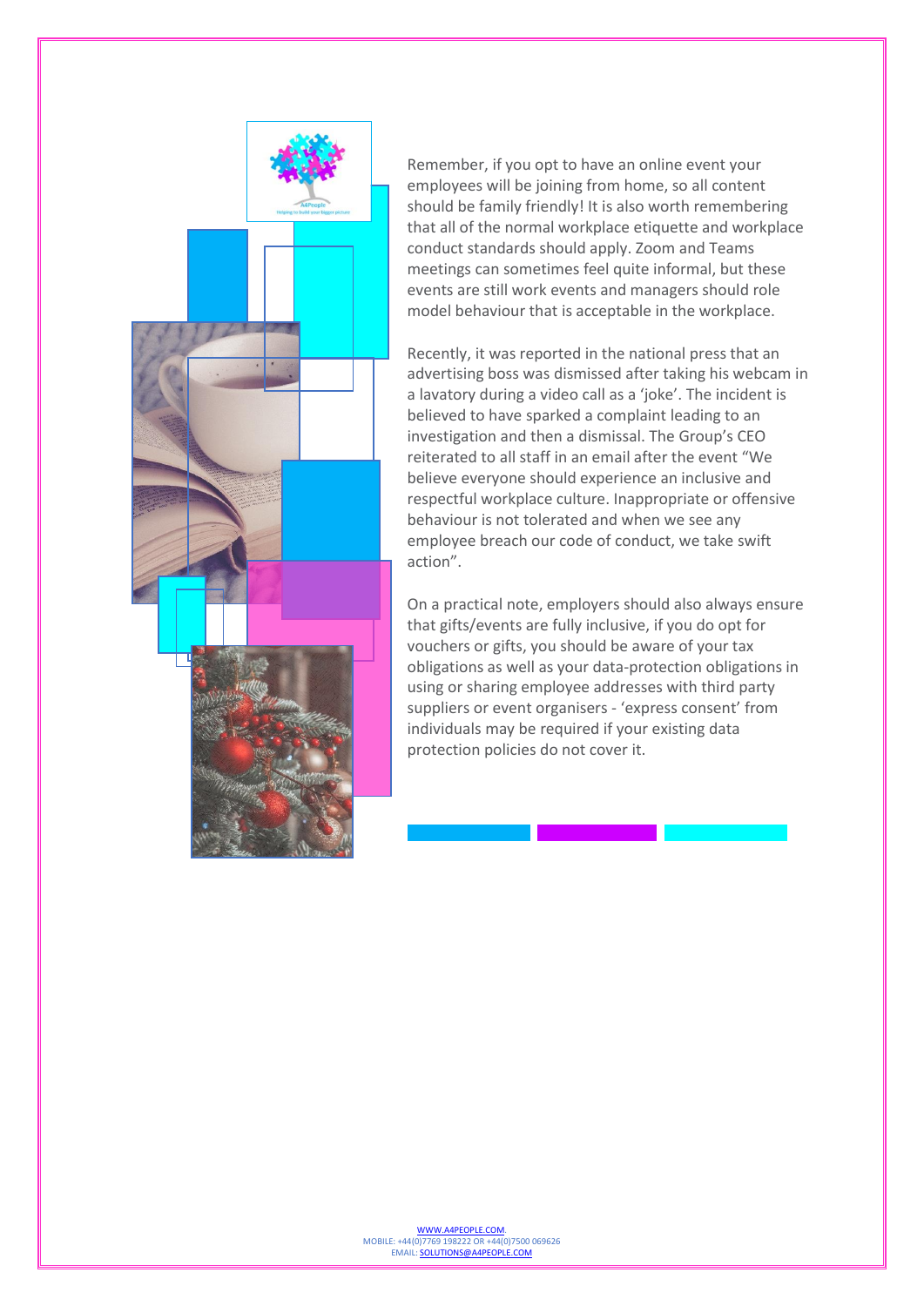Remember, if you opt to have an online event your employees will be joining from home, so all content should be family friendly! It is also worth remembering that all of the normal workplace etiquette and workplace conduct standards should apply. Zoom and Teams meetings can sometimes feel quite informal, but these events are still work events and managers should role model behaviour that is acceptable in the workplace.

Recently, it was reported in the national press that an advertising boss was dismissed after taking his webcam in a lavatory during a video call as a 'joke'. The incident is believed to have sparked a complaint leading to an investigation and then a dismissal. The Group's CEO reiterated to all staff in an email after the event "We believe everyone should experience an inclusive and respectful workplace culture. Inappropriate or offensive behaviour is not tolerated and when we see any employee breach our code of conduct, we take swift action".

On a practical note, employers should also always ensure that gifts/events are fully inclusive, if you do opt for vouchers or gifts, you should be aware of your tax obligations as well as your data-protection obligations in using or sharing employee addresses with third party suppliers or event organisers - 'express consent' from individuals may be required if your existing data protection policies do not cover it.

WWW.A4PEOPLE.COM
MOBILE: +44(0)7769 198222 OR +44(0)7500 069626
EMAIL: SOLUTIONS@A4PEOPLE.COM